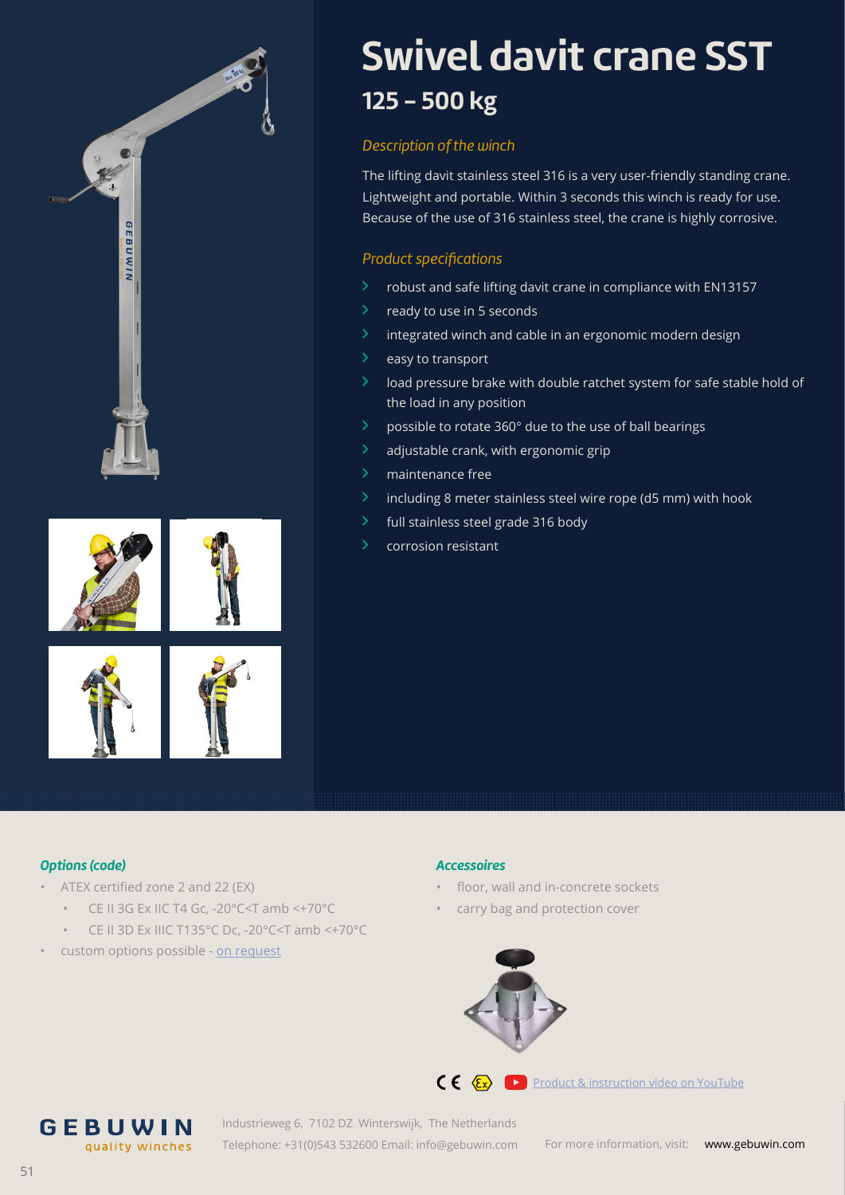# Swivel davit crane SST

## 125 – 500 kg

### *Description of the winch*

The lifting davit stainless steel 316 is a very user-friendly standing crane. Lightweight and portable. Within 3 seconds this winch is ready for use. Because of the use of 316 stainless steel, the crane is highly corrosive.

### *Product specifications*

- robust and safe lifting davit crane in compliance with EN13157
- ready to use in 5 seconds
- integrated winch and cable in an ergonomic modern design
- easy to transport
- load pressure brake with double ratchet system for safe stable hold of the load in any position
- possible to rotate 360° due to the use of ball bearings
- adjustable crank, with ergonomic grip
- maintenance free
- including 8 meter stainless steel wire rope (d5 mm) with hook
- full stainless steel grade 316 body
- corrosion resistant

### *Options (code)*

- ATEX certified zone 2 and 22 (EX)
  - CE II 3G Ex IIC T4 Gc, -20°C<T amb <+70°C
  - CE II 3D Ex IIIC T135°C Dc, -20°C<T amb <+70°C
- custom options possible - on request

### *Accessoires*

- floor, wall and in-concrete sockets
- carry bag and protection cover

Product & instruction video on YouTube

GEBUWIN quality winches

Industrieweg 6, 7102 DZ Winterswijk, The Netherlands
Telephone: +31(0)543 532600 Email: info@gebuwin.com

For more information, visit: www.gebuwin.com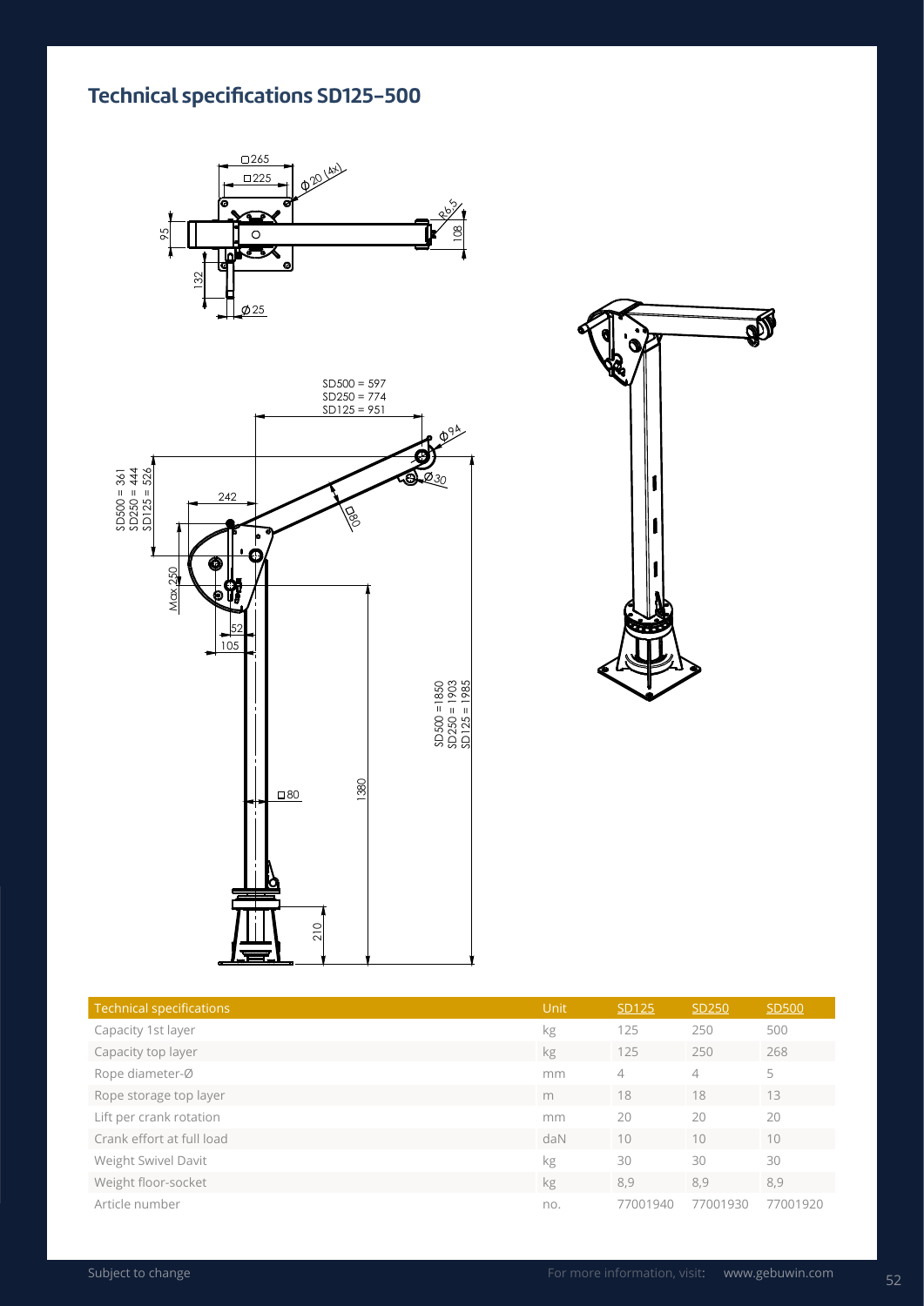## Technical specifications SD125–500

□265
□225
Ø20 (4x)
R6,5
95
108
132
Ø25

SD500 = 597
SD250 = 774
SD125 = 951
Ø94
Ø30
□80
242
SD500 = 361
SD250 = 444
SD125 = 526
Max 250
52
105
SD500 =1850
SD250 = 1903
SD125 = 1985
1380
□80
210

| Technical specifications | Unit | SD125 | SD250 | SD500 |
|---|---|---|---|---|
| Capacity 1st layer | kg | 125 | 250 | 500 |
| Capacity top layer | kg | 125 | 250 | 268 |
| Rope diameter-Ø | mm | 4 | 4 | 5 |
| Rope storage top layer | m | 18 | 18 | 13 |
| Lift per crank rotation | mm | 20 | 20 | 20 |
| Crank effort at full load | daN | 10 | 10 | 10 |
| Weight Swivel Davit | kg | 30 | 30 | 30 |
| Weight floor-socket | kg | 8,9 | 8,9 | 8,9 |
| Article number | no. | 77001940 | 77001930 | 77001920 |